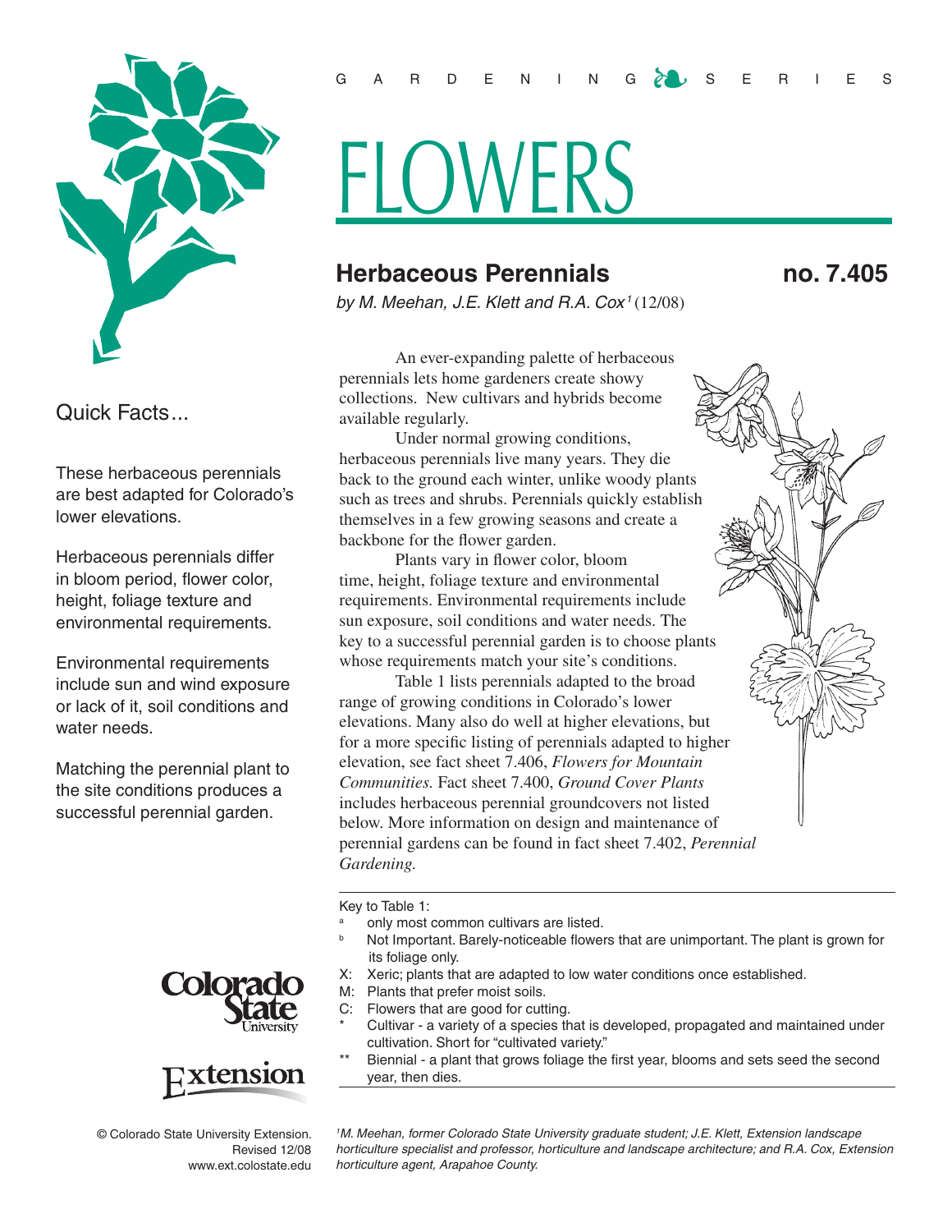GARDENING SERIES

# FLOWERS

## Herbaceous Perennials

**no. 7.405**

*by M. Meehan, J.E. Klett and R.A. Cox*[1] (12/08)

### Quick Facts...

These herbaceous perennials are best adapted for Colorado's lower elevations.

Herbaceous perennials differ in bloom period, flower color, height, foliage texture and environmental requirements.

Environmental requirements include sun and wind exposure or lack of it, soil conditions and water needs.

Matching the perennial plant to the site conditions produces a successful perennial garden.

An ever-expanding palette of herbaceous perennials lets home gardeners create showy collections. New cultivars and hybrids become available regularly.

Under normal growing conditions, herbaceous perennials live many years. They die back to the ground each winter, unlike woody plants such as trees and shrubs. Perennials quickly establish themselves in a few growing seasons and create a backbone for the flower garden.

Plants vary in flower color, bloom time, height, foliage texture and environmental requirements. Environmental requirements include sun exposure, soil conditions and water needs. The key to a successful perennial garden is to choose plants whose requirements match your site's conditions.

Table 1 lists perennials adapted to the broad range of growing conditions in Colorado's lower elevations. Many also do well at higher elevations, but for a more specific listing of perennials adapted to higher elevation, see fact sheet 7.406, *Flowers for Mountain Communities.* Fact sheet 7.400, *Ground Cover Plants* includes herbaceous perennial groundcovers not listed below. More information on design and maintenance of perennial gardens can be found in fact sheet 7.402, *Perennial Gardening.*

Key to Table 1:

- [a] only most common cultivars are listed.
- [b] Not Important. Barely-noticeable flowers that are unimportant. The plant is grown for its foliage only.
- X: Xeric; plants that are adapted to low water conditions once established.
- M: Plants that prefer moist soils.
- C: Flowers that are good for cutting.
- \* Cultivar - a variety of a species that is developed, propagated and maintained under cultivation. Short for "cultivated variety."
- \*\* Biennial - a plant that grows foliage the first year, blooms and sets seed the second year, then dies.

[1] *M. Meehan, former Colorado State University graduate student; J.E. Klett, Extension landscape horticulture specialist and professor, horticulture and landscape architecture; and R.A. Cox, Extension horticulture agent, Arapahoe County.*

© Colorado State University Extension. Revised 12/08
www.ext.colostate.edu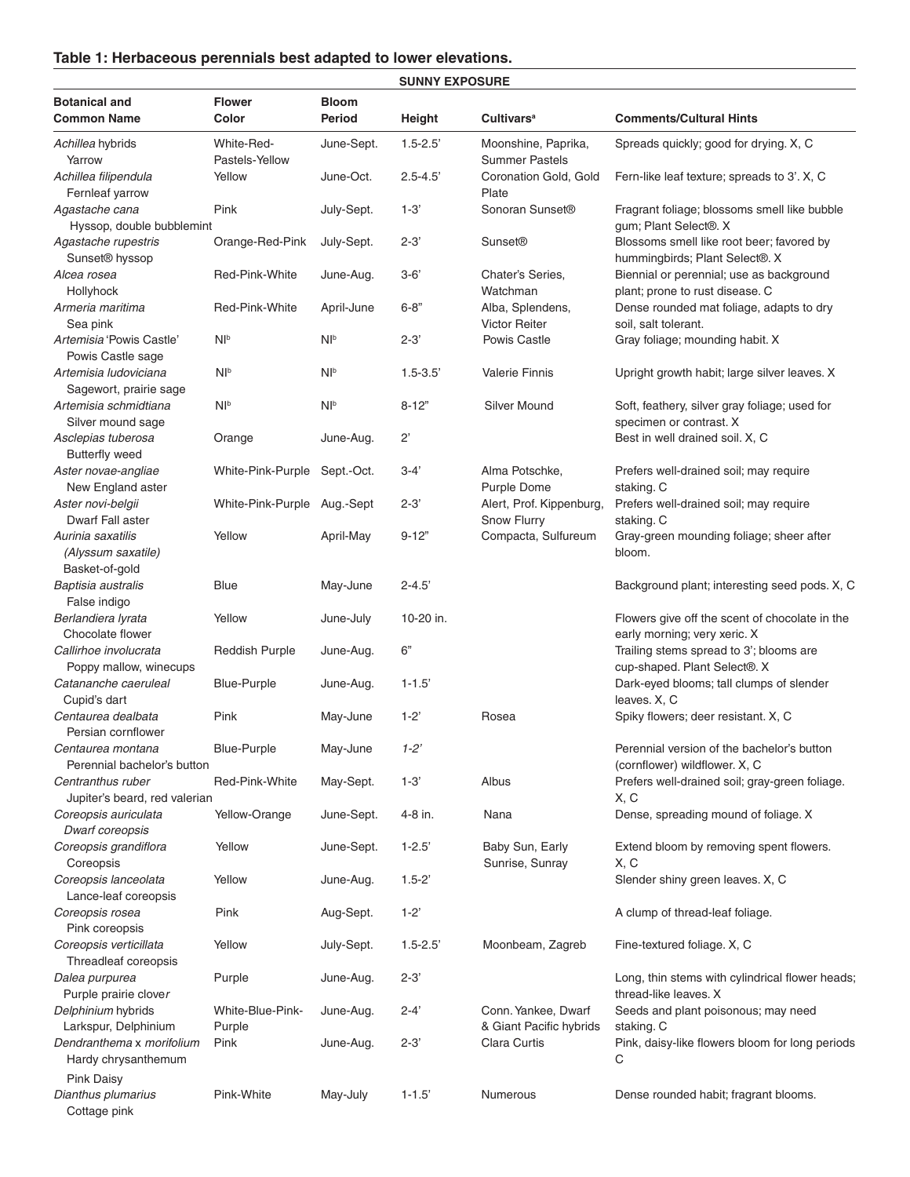### Table 1: Herbaceous perennials best adapted to lower elevations.

| SUNNY EXPOSURE | | | | | |
|---|---|---|---|---|---|
| **Botanical and Common Name** | **Flower Color** | **Bloom Period** | **Height** | **Cultivars[a]** | **Comments/Cultural Hints** |
| *Achillea* hybrids Yarrow | White-Red-Pastels-Yellow | June-Sept. | 1.5-2.5' | Moonshine, Paprika, Summer Pastels | Spreads quickly; good for drying. X, C |
| *Achillea filipendula* Fernleaf yarrow | Yellow | June-Oct. | 2.5-4.5' | Coronation Gold, Gold Plate | Fern-like leaf texture; spreads to 3'. X, C |
| *Agastache cana* Hyssop, double bubblemint | Pink | July-Sept. | 1-3' | Sonoran Sunset® | Fragrant foliage; blossoms smell like bubble gum; Plant Select®. X |
| *Agastache rupestris* Sunset® hyssop | Orange-Red-Pink | July-Sept. | 2-3' | Sunset® | Blossoms smell like root beer; favored by hummingbirds; Plant Select®. X |
| *Alcea rosea* Hollyhock | Red-Pink-White | June-Aug. | 3-6' | Chater's Series, Watchman | Biennial or perennial; use as background plant; prone to rust disease. C |
| *Armeria maritima* Sea pink | Red-Pink-White | April-June | 6-8" | Alba, Splendens, Victor Reiter | Dense rounded mat foliage, adapts to dry soil, salt tolerant. |
| *Artemisia* 'Powis Castle' Powis Castle sage | NI[b] | NI[b] | 2-3' | Powis Castle | Gray foliage; mounding habit. X |
| *Artemisia ludoviciana* Sagewort, prairie sage | NI[b] | NI[b] | 1.5-3.5' | Valerie Finnis | Upright growth habit; large silver leaves. X |
| *Artemisia schmidtiana* Silver mound sage | NI[b] | NI[b] | 8-12" | Silver Mound | Soft, feathery, silver gray foliage; used for specimen or contrast. X |
| *Asclepias tuberosa* Butterfly weed | Orange | June-Aug. | 2' | | Best in well drained soil. X, C |
| *Aster novae-angliae* New England aster | White-Pink-Purple | Sept.-Oct. | 3-4' | Alma Potschke, Purple Dome | Prefers well-drained soil; may require staking. C |
| *Aster novi-belgii* Dwarf Fall aster | White-Pink-Purple | Aug.-Sept | 2-3' | Alert, Prof. Kippenburg, Snow Flurry | Prefers well-drained soil; may require staking. C |
| *Aurinia saxatilis (Alyssum saxatile)* Basket-of-gold | Yellow | April-May | 9-12" | Compacta, Sulfureum | Gray-green mounding foliage; sheer after bloom. |
| *Baptisia australis* False indigo | Blue | May-June | 2-4.5' | | Background plant; interesting seed pods. X, C |
| *Berlandiera lyrata* Chocolate flower | Yellow | June-July | 10-20 in. | | Flowers give off the scent of chocolate in the early morning; very xeric. X |
| *Callirhoe involucrata* Poppy mallow, winecups | Reddish Purple | June-Aug. | 6" | | Trailing stems spread to 3'; blooms are cup-shaped. Plant Select®. X |
| *Catananche caeruleal* Cupid's dart | Blue-Purple | June-Aug. | 1-1.5' | | Dark-eyed blooms; tall clumps of slender leaves. X, C |
| *Centaurea dealbata* Persian cornflower | Pink | May-June | 1-2' | Rosea | Spiky flowers; deer resistant. X, C |
| *Centaurea montana* Perennial bachelor's button | Blue-Purple | May-June | *1-2'* | | Perennial version of the bachelor's button (cornflower) wildflower. X, C |
| *Centranthus ruber* Jupiter's beard, red valerian | Red-Pink-White | May-Sept. | 1-3' | Albus | Prefers well-drained soil; gray-green foliage. X, C |
| *Coreopsis auriculata* *Dwarf coreopsis* | Yellow-Orange | June-Sept. | 4-8 in. | Nana | Dense, spreading mound of foliage. X |
| *Coreopsis grandiflora* Coreopsis | Yellow | June-Sept. | 1-2.5' | Baby Sun, Early Sunrise, Sunray | Extend bloom by removing spent flowers. X, C |
| *Coreopsis lanceolata* Lance-leaf coreopsis | Yellow | June-Aug. | 1.5-2' | | Slender shiny green leaves. X, C |
| *Coreopsis rosea* Pink coreopsis | Pink | Aug-Sept. | 1-2' | | A clump of thread-leaf foliage. |
| *Coreopsis verticillata* Threadleaf coreopsis | Yellow | July-Sept. | 1.5-2.5' | Moonbeam, Zagreb | Fine-textured foliage. X, C |
| *Dalea purpurea* Purple prairie clover | Purple | June-Aug. | 2-3' | | Long, thin stems with cylindrical flower heads; thread-like leaves. X |
| *Delphinium* hybrids Larkspur, Delphinium | White-Blue-Pink-Purple | June-Aug. | 2-4' | Conn. Yankee, Dwarf & Giant Pacific hybrids | Seeds and plant poisonous; may need staking. C |
| *Dendranthema* x *morifolium* Hardy chrysanthemum Pink Daisy | Pink | June-Aug. | 2-3' | Clara Curtis | Pink, daisy-like flowers bloom for long periods C |
| *Dianthus plumarius* Cottage pink | Pink-White | May-July | 1-1.5' | Numerous | Dense rounded habit; fragrant blooms. |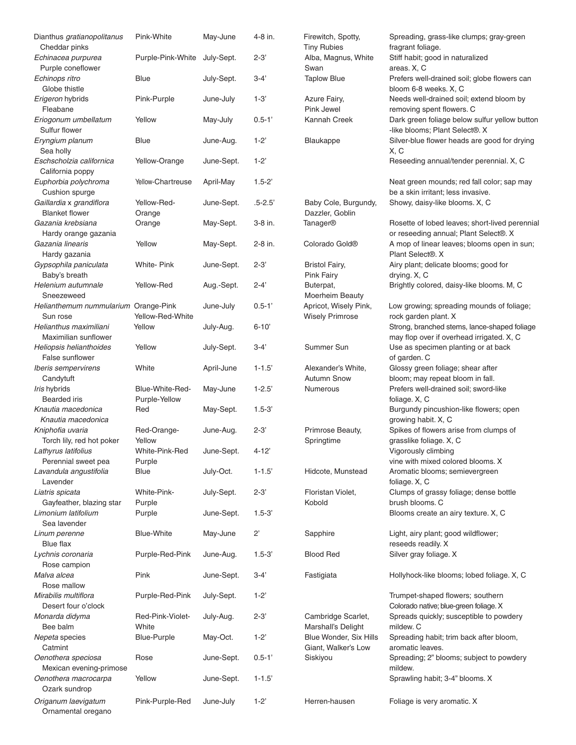| | | | | | |
|---|---|---|---|---|---|
| Dianthus *gratianopolitanus* Cheddar pinks | Pink-White | May-June | 4-8 in. | Firewitch, Spotty, Tiny Rubies | Spreading, grass-like clumps; gray-green fragrant foliage. |
| *Echinacea purpurea* Purple coneflower | Purple-Pink-White | July-Sept. | 2-3' | Alba, Magnus, White Swan | Stiff habit; good in naturalized areas. X, C |
| *Echinops ritro* Globe thistle | Blue | July-Sept. | 3-4' | Taplow Blue | Prefers well-drained soil; globe flowers can bloom 6-8 weeks. X, C |
| *Erigeron* hybrids Fleabane | Pink-Purple | June-July | 1-3' | Azure Fairy, Pink Jewel | Needs well-drained soil; extend bloom by removing spent flowers. C |
| *Eriogonum umbellatum* Sulfur flower | Yellow | May-July | 0.5-1' | Kannah Creek | Dark green foliage below sulfur yellow button -like blooms; Plant Select®. X |
| *Eryngium planum* Sea holly | Blue | June-Aug. | 1-2' | Blaukappe | Silver-blue flower heads are good for drying X, C |
| *Eschscholzia californica* California poppy | Yellow-Orange | June-Sept. | 1-2' | | Reseeding annual/tender perennial. X, C |
| *Euphorbia polychroma* Cushion spurge | Yellow-Chartreuse | April-May | 1.5-2' | | Neat green mounds; red fall color; sap may be a skin irritant; less invasive. |
| *Gaillardia x grandiflora* Blanket flower | Yellow-Red-Orange | June-Sept. | .5-2.5' | Baby Cole, Burgundy, Dazzler, Goblin | Showy, daisy-like blooms. X, C |
| *Gazania krebsiana* Hardy orange gazania | Orange | May-Sept. | 3-8 in. | Tanager® | Rosette of lobed leaves; short-lived perennial or reseeding annual; Plant Select®. X |
| *Gazania linearis* Hardy gazania | Yellow | May-Sept. | 2-8 in. | Colorado Gold® | A mop of linear leaves; blooms open in sun; Plant Select®. X |
| *Gypsophila paniculata* Baby's breath | White- Pink | June-Sept. | 2-3' | Bristol Fairy, Pink Fairy | Airy plant; delicate blooms; good for drying. X, C |
| *Helenium autumnale* Sneezeweed | Yellow-Red | Aug.-Sept. | 2-4' | Buterpat, Moerheim Beauty | Brightly colored, daisy-like blooms. M, C |
| *Helianthemum nummularium* Sun rose | Orange-Pink Yellow-Red-White | June-July | 0.5-1' | Apricot, Wisely Pink, Wisely Primrose | Low growing; spreading mounds of foliage; rock garden plant. X |
| *Helianthus maximiliani* Maximilian sunflower | Yellow | July-Aug. | 6-10' | | Strong, branched stems, lance-shaped foliage may flop over if overhead irrigated. X, C |
| *Heliopsis helianthoides* False sunflower | Yellow | July-Sept. | 3-4' | Summer Sun | Use as specimen planting or at back of garden. C |
| *Iberis sempervirens* Candytuft | White | April-June | 1-1.5' | Alexander's White, Autumn Snow | Glossy green foliage; shear after bloom; may repeat bloom in fall. |
| *Iris* hybrids Bearded iris | Blue-White-Red-Purple-Yellow | May-June | 1-2.5' | Numerous | Prefers well-drained soil; sword-like foliage. X, C |
| *Knautia macedonica* Knautia macedonica | Red | May-Sept. | 1.5-3' | | Burgundy pincushion-like flowers; open growing habit. X, C |
| *Kniphofia uvaria* Torch lily, red hot poker | Red-Orange-Yellow | June-Aug. | 2-3' | Primrose Beauty, Springtime | Spikes of flowers arise from clumps of grasslike foliage. X, C |
| *Lathyrus latifolius* Perennial sweet pea | White-Pink-Red Purple | June-Sept. | 4-12' | | Vigorously climbing vine with mixed colored blooms. X |
| *Lavandula angustifolia* Lavender | Blue | July-Oct. | 1-1.5' | Hidcote, Munstead | Aromatic blooms; semievergreen foliage. X, C |
| *Liatris spicata* Gayfeather, blazing star | White-Pink-Purple | July-Sept. | 2-3' | Floristan Violet, Kobold | Clumps of grassy foliage; dense bottle brush blooms. C |
| *Limonium latifolium* Sea lavender | Purple | June-Sept. | 1.5-3' | | Blooms create an airy texture. X, C |
| *Linum perenne* Blue flax | Blue-White | May-June | 2' | Sapphire | Light, airy plant; good wildflower; reseeds readily. X |
| *Lychnis coronaria* Rose campion | Purple-Red-Pink | June-Aug. | 1.5-3' | Blood Red | Silver gray foliage. X |
| *Malva alcea* Rose mallow | Pink | June-Sept. | 3-4' | Fastigiata | Hollyhock-like blooms; lobed foliage. X, C |
| *Mirabilis multiflora* Desert four o'clock | Purple-Red-Pink | July-Sept. | 1-2' | | Trumpet-shaped flowers; southern Colorado native; blue-green foliage. X |
| *Monarda didyma* Bee balm | Red-Pink-Violet-White | July-Aug. | 2-3' | Cambridge Scarlet, Marshall's Delight | Spreads quickly; susceptible to powdery mildew. C |
| *Nepeta* species Catmint | Blue-Purple | May-Oct. | 1-2' | Blue Wonder, Six Hills Giant, Walker's Low | Spreading habit; trim back after bloom, aromatic leaves. |
| *Oenothera speciosa* Mexican evening-primrose | Rose | June-Sept. | 0.5-1' | Siskiyou | Spreading; 2" blooms; subject to powdery mildew. |
| *Oenothera macrocarpa* Ozark sundrop | Yellow | June-Sept. | 1-1.5' | | Sprawling habit; 3-4" blooms. X |
| *Origanum laevigatum* Ornamental oregano | Pink-Purple-Red | June-July | 1-2' | Herren-hausen | Foliage is very aromatic. X |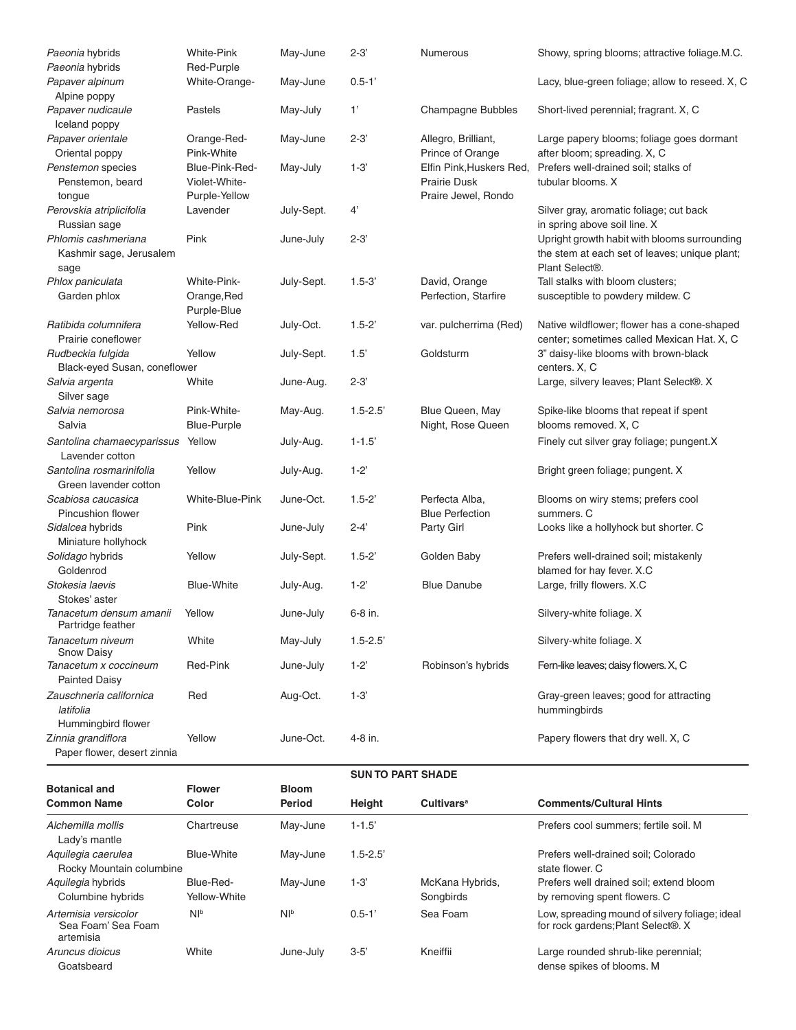| | | | | | |
|---|---|---|---|---|---|
| *Paeonia* hybrids<br>*Paeonia* hybrids | White-Pink<br>Red-Purple | May-June | 2-3' | Numerous | Showy, spring blooms; attractive foliage.M.C. |
| *Papaver alpinum*<br>Alpine poppy | White-Orange- | May-June | 0.5-1' | | Lacy, blue-green foliage; allow to reseed. X, C |
| *Papaver nudicaule*<br>Iceland poppy | Pastels | May-July | 1' | Champagne Bubbles | Short-lived perennial; fragrant. X, C |
| *Papaver orientale*<br>Oriental poppy | Orange-Red-Pink-White | May-June | 2-3' | Allegro, Brilliant, Prince of Orange | Large papery blooms; foliage goes dormant after bloom; spreading. X, C |
| *Penstemon* species<br>Penstemon, beard tongue | Blue-Pink-Red-Violet-White-Purple-Yellow | May-July | 1-3' | Elfin Pink,Huskers Red, Prairie Dusk Praire Jewel, Rondo | Prefers well-drained soil; stalks of tubular blooms. X |
| *Perovskia atriplicifolia*<br>Russian sage | Lavender | July-Sept. | 4' | | Silver gray, aromatic foliage; cut back in spring above soil line. X |
| *Phlomis cashmeriana*<br>Kashmir sage, Jerusalem sage | Pink | June-July | 2-3' | | Upright growth habit with blooms surrounding the stem at each set of leaves; unique plant; Plant Select®. |
| *Phlox paniculata*<br>Garden phlox | White-Pink-Orange,Red Purple-Blue | July-Sept. | 1.5-3' | David, Orange Perfection, Starfire | Tall stalks with bloom clusters; susceptible to powdery mildew. C |
| *Ratibida columnifera*<br>Prairie coneflower | Yellow-Red | July-Oct. | 1.5-2' | var. pulcherrima (Red) | Native wildflower; flower has a cone-shaped center; sometimes called Mexican Hat. X, C |
| *Rudbeckia fulgida*<br>Black-eyed Susan, coneflower | Yellow | July-Sept. | 1.5' | Goldsturm | 3" daisy-like blooms with brown-black centers. X, C |
| *Salvia argenta*<br>Silver sage | White | June-Aug. | 2-3' | | Large, silvery leaves; Plant Select®. X |
| *Salvia nemorosa*<br>Salvia | Pink-White-Blue-Purple | May-Aug. | 1.5-2.5' | Blue Queen, May Night, Rose Queen | Spike-like blooms that repeat if spent blooms removed. X, C |
| *Santolina chamaecyparissus*<br>Lavender cotton | Yellow | July-Aug. | 1-1.5' | | Finely cut silver gray foliage; pungent.X |
| *Santolina rosmarinifolia*<br>Green lavender cotton | Yellow | July-Aug. | 1-2' | | Bright green foliage; pungent. X |
| *Scabiosa caucasica*<br>Pincushion flower | White-Blue-Pink | June-Oct. | 1.5-2' | Perfecta Alba, Blue Perfection | Blooms on wiry stems; prefers cool summers. C |
| *Sidalcea* hybrids<br>Miniature hollyhock | Pink | June-July | 2-4' | Party Girl | Looks like a hollyhock but shorter. C |
| *Solidago* hybrids<br>Goldenrod | Yellow | July-Sept. | 1.5-2' | Golden Baby | Prefers well-drained soil; mistakenly blamed for hay fever. X.C |
| *Stokesia laevis*<br>Stokes' aster | Blue-White | July-Aug. | 1-2' | Blue Danube | Large, frilly flowers. X.C |
| *Tanacetum densum amanii*<br>Partridge feather | Yellow | June-July | 6-8 in. | | Silvery-white foliage. X |
| *Tanacetum niveum*<br>Snow Daisy | White | May-July | 1.5-2.5' | | Silvery-white foliage. X |
| *Tanacetum x coccineum*<br>Painted Daisy | Red-Pink | June-July | 1-2' | Robinson's hybrids | Fern-like leaves; daisy flowers. X, C |
| *Zauschneria californica latifolia*<br>Hummingbird flower | Red | Aug-Oct. | 1-3' | | Gray-green leaves; good for attracting hummingbirds |
| *Zinnia grandiflora*<br>Paper flower, desert zinnia | Yellow | June-Oct. | 4-8 in. | | Papery flowers that dry well. X, C |

**SUN TO PART SHADE**

| Botanical and Common Name | Flower Color | Bloom Period | Height | Cultivars[a] | Comments/Cultural Hints |
|---|---|---|---|---|---|
| *Alchemilla mollis*<br>Lady's mantle | Chartreuse | May-June | 1-1.5' | | Prefers cool summers; fertile soil. M |
| *Aquilegia caerulea*<br>Rocky Mountain columbine | Blue-White | May-June | 1.5-2.5' | | Prefers well-drained soil; Colorado state flower. C |
| *Aquilegia* hybrids<br>Columbine hybrids | Blue-Red-Yellow-White | May-June | 1-3' | McKana Hybrids, Songbirds | Prefers well drained soil; extend bloom by removing spent flowers. C |
| *Artemisia versicolor*<br>'Sea Foam' Sea Foam artemisia | NI[b] | NI[b] | 0.5-1' | Sea Foam | Low, spreading mound of silvery foliage; ideal for rock gardens;Plant Select®. X |
| *Aruncus dioicus*<br>Goatsbeard | White | June-July | 3-5' | Kneiffii | Large rounded shrub-like perennial; dense spikes of blooms. M |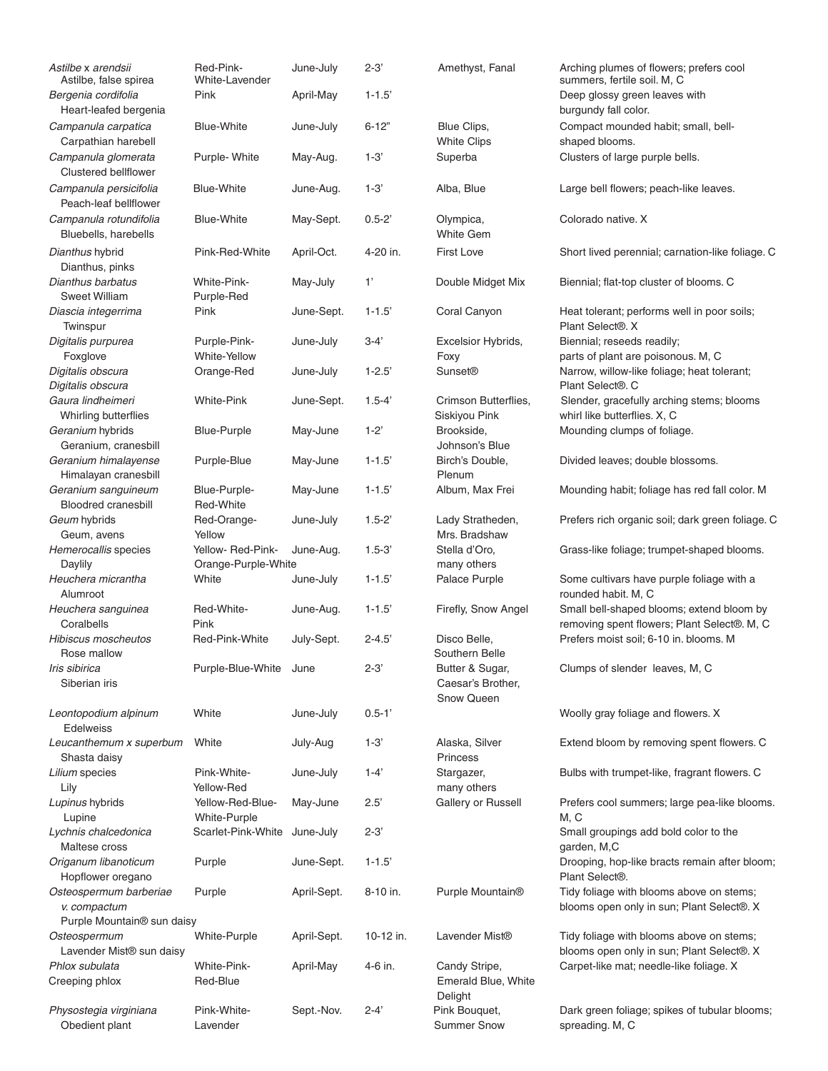| | | | | | |
|---|---|---|---|---|---|
| *Astilbe* x *arendsii* Astilbe, false spirea | Red-Pink-White-Lavender | June-July | 2-3' | Amethyst, Fanal | Arching plumes of flowers; prefers cool summers, fertile soil. M, C |
| *Bergenia cordifolia* Heart-leafed bergenia | Pink | April-May | 1-1.5' | | Deep glossy green leaves with burgundy fall color. |
| *Campanula carpatica* Carpathian harebell | Blue-White | June-July | 6-12" | Blue Clips, White Clips | Compact mounded habit; small, bell-shaped blooms. |
| *Campanula glomerata* Clustered bellflower | Purple- White | May-Aug. | 1-3' | Superba | Clusters of large purple bells. |
| *Campanula persicifolia* Peach-leaf bellflower | Blue-White | June-Aug. | 1-3' | Alba, Blue | Large bell flowers; peach-like leaves. |
| *Campanula rotundifolia* Bluebells, harebells | Blue-White | May-Sept. | 0.5-2' | Olympica, White Gem | Colorado native. X |
| *Dianthus* hybrid Dianthus, pinks | Pink-Red-White | April-Oct. | 4-20 in. | First Love | Short lived perennial; carnation-like foliage. C |
| *Dianthus barbatus* Sweet William | White-Pink-Purple-Red | May-July | 1' | Double Midget Mix | Biennial; flat-top cluster of blooms. C |
| *Diascia integerrima* Twinspur | Pink | June-Sept. | 1-1.5' | Coral Canyon | Heat tolerant; performs well in poor soils; Plant Select®. X |
| *Digitalis purpurea* Foxglove | Purple-Pink-White-Yellow | June-July | 3-4' | Excelsior Hybrids, Foxy | Biennial; reseeds readily; parts of plant are poisonous. M, C |
| *Digitalis obscura* *Digitalis obscura* | Orange-Red | June-July | 1-2.5' | Sunset® | Narrow, willow-like foliage; heat tolerant; Plant Select®. C |
| *Gaura lindheimeri* Whirling butterflies | White-Pink | June-Sept. | 1.5-4' | Crimson Butterflies, Siskiyou Pink | Slender, gracefully arching stems; blooms whirl like butterflies. X, C |
| *Geranium* hybrids Geranium, cranesbill | Blue-Purple | May-June | 1-2' | Brookside, Johnson's Blue | Mounding clumps of foliage. |
| *Geranium himalayense* Himalayan cranesbill | Purple-Blue | May-June | 1-1.5' | Birch's Double, Plenum | Divided leaves; double blossoms. |
| *Geranium sanguineum* Bloodred cranesbill | Blue-Purple-Red-White | May-June | 1-1.5' | Album, Max Frei | Mounding habit; foliage has red fall color. M |
| *Geum* hybrids Geum, avens | Red-Orange-Yellow | June-July | 1.5-2' | Lady Stratheden, Mrs. Bradshaw | Prefers rich organic soil; dark green foliage. C |
| *Hemerocallis* species Daylily | Yellow- Red-Pink-Orange-Purple-White | June-Aug. | 1.5-3' | Stella d'Oro, many others | Grass-like foliage; trumpet-shaped blooms. |
| *Heuchera micrantha* Alumroot | White | June-July | 1-1.5' | Palace Purple | Some cultivars have purple foliage with a rounded habit. M, C |
| *Heuchera sanguinea* Coralbells | Red-White-Pink | June-Aug. | 1-1.5' | Firefly, Snow Angel | Small bell-shaped blooms; extend bloom by removing spent flowers; Plant Select®. M, C |
| *Hibiscus moscheutos* Rose mallow | Red-Pink-White | July-Sept. | 2-4.5' | Disco Belle, Southern Belle | Prefers moist soil; 6-10 in. blooms. M |
| *Iris sibirica* Siberian iris | Purple-Blue-White | June | 2-3' | Butter & Sugar, Caesar's Brother, Snow Queen | Clumps of slender leaves, M, C |
| *Leontopodium alpinum* Edelweiss | White | June-July | 0.5-1' | | Woolly gray foliage and flowers. X |
| *Leucanthemum x superbum* Shasta daisy | White | July-Aug | 1-3' | Alaska, Silver Princess | Extend bloom by removing spent flowers. C |
| *Lilium* species Lily | Pink-White-Yellow-Red | June-July | 1-4' | Stargazer, many others | Bulbs with trumpet-like, fragrant flowers. C |
| *Lupinus* hybrids Lupine | Yellow-Red-Blue-White-Purple | May-June | 2.5' | Gallery or Russell | Prefers cool summers; large pea-like blooms. M, C |
| *Lychnis chalcedonica* Maltese cross | Scarlet-Pink-White | June-July | 2-3' | | Small groupings add bold color to the garden, M,C |
| *Origanum libanoticum* Hopflower oregano | Purple | June-Sept. | 1-1.5' | | Drooping, hop-like bracts remain after bloom; Plant Select®. |
| *Osteospermum barberiae v. compactum* Purple Mountain® sun daisy | Purple | April-Sept. | 8-10 in. | Purple Mountain® | Tidy foliage with blooms above on stems; blooms open only in sun; Plant Select®. X |
| *Osteospermum* Lavender Mist® sun daisy | White-Purple | April-Sept. | 10-12 in. | Lavender Mist® | Tidy foliage with blooms above on stems; blooms open only in sun; Plant Select®. X |
| *Phlox subulata* Creeping phlox | White-Pink-Red-Blue | April-May | 4-6 in. | Candy Stripe, Emerald Blue, White Delight | Carpet-like mat; needle-like foliage. X |
| *Physostegia virginiana* Obedient plant | Pink-White-Lavender | Sept.-Nov. | 2-4' | Pink Bouquet, Summer Snow | Dark green foliage; spikes of tubular blooms; spreading. M, C |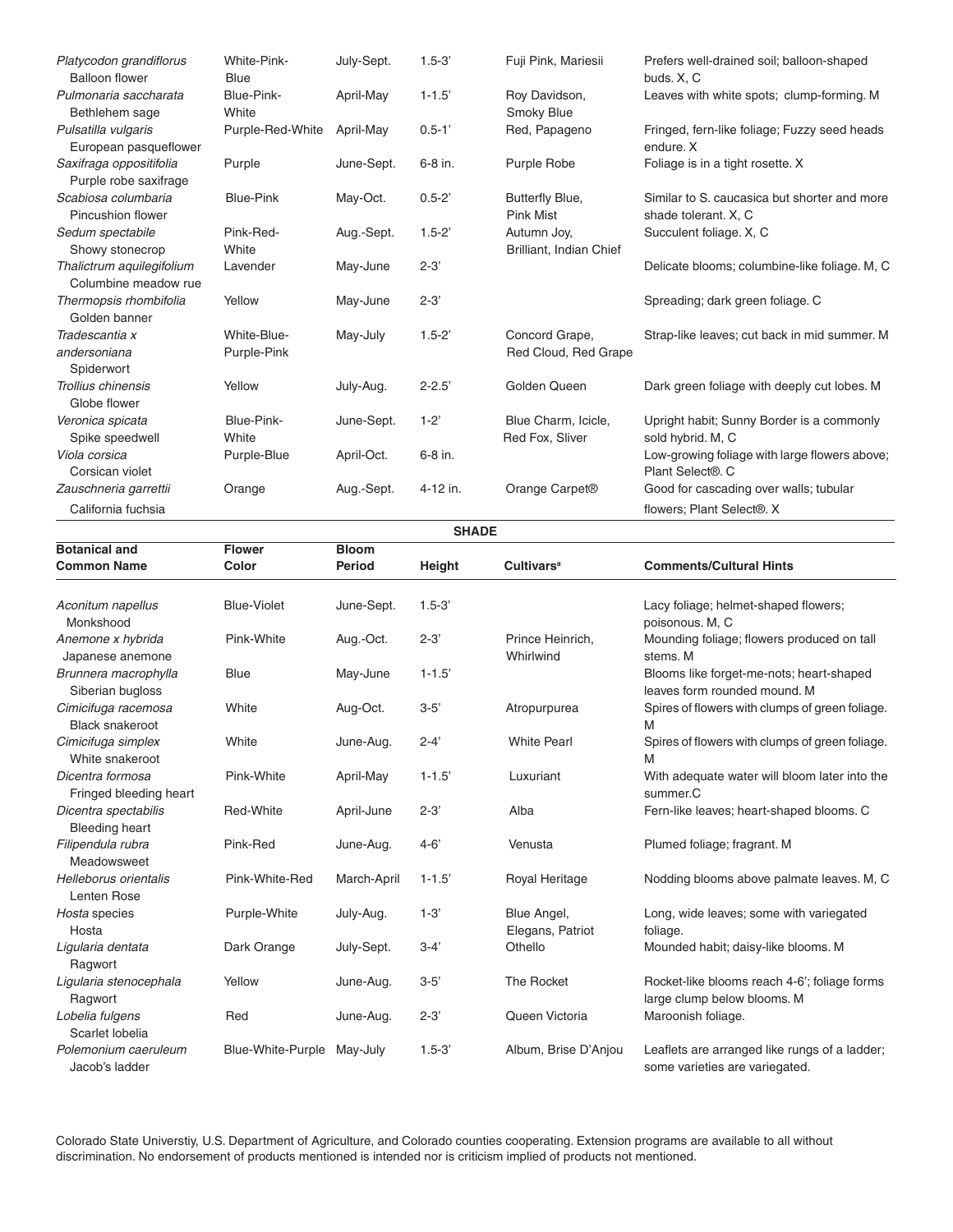| | | | | | |
|---|---|---|---|---|---|
| *Platycodon grandiflorus* Balloon flower | White-Pink-Blue | July-Sept. | 1.5-3' | Fuji Pink, Mariesii | Prefers well-drained soil; balloon-shaped buds. X, C |
| *Pulmonaria saccharata* Bethlehem sage | Blue-Pink-White | April-May | 1-1.5' | Roy Davidson, Smoky Blue | Leaves with white spots; clump-forming. M |
| *Pulsatilla vulgaris* European pasqueflower | Purple-Red-White | April-May | 0.5-1' | Red, Papageno | Fringed, fern-like foliage; Fuzzy seed heads endure. X |
| *Saxifraga oppositifolia* Purple robe saxifrage | Purple | June-Sept. | 6-8 in. | Purple Robe | Foliage is in a tight rosette. X |
| *Scabiosa columbaria* Pincushion flower | Blue-Pink | May-Oct. | 0.5-2' | Butterfly Blue, Pink Mist | Similar to S. caucasica but shorter and more shade tolerant. X, C |
| *Sedum spectabile* Showy stonecrop | Pink-Red-White | Aug.-Sept. | 1.5-2' | Autumn Joy, Brilliant, Indian Chief | Succulent foliage. X, C |
| *Thalictrum aquilegifolium* Columbine meadow rue | Lavender | May-June | 2-3' | | Delicate blooms; columbine-like foliage. M, C |
| *Thermopsis rhombifolia* Golden banner | Yellow | May-June | 2-3' | | Spreading; dark green foliage. C |
| *Tradescantia x andersoniana* Spiderwort | White-Blue-Purple-Pink | May-July | 1.5-2' | Concord Grape, Red Cloud, Red Grape | Strap-like leaves; cut back in mid summer. M |
| *Trollius chinensis* Globe flower | Yellow | July-Aug. | 2-2.5' | Golden Queen | Dark green foliage with deeply cut lobes. M |
| *Veronica spicata* Spike speedwell | Blue-Pink-White | June-Sept. | 1-2' | Blue Charm, Icicle, Red Fox, Sliver | Upright habit; Sunny Border is a commonly sold hybrid. M, C |
| *Viola corsica* Corsican violet | Purple-Blue | April-Oct. | 6-8 in. | | Low-growing foliage with large flowers above; Plant Select®. C |
| *Zauschneria garrettii* California fuchsia | Orange | Aug.-Sept. | 4-12 in. | Orange Carpet® | Good for cascading over walls; tubular flowers; Plant Select®. X |

**SHADE**

| Botanical and Common Name | Flower Color | Bloom Period | Height | Cultivars[a] | Comments/Cultural Hints |
|---|---|---|---|---|---|
| *Aconitum napellus* Monkshood | Blue-Violet | June-Sept. | 1.5-3' | | Lacy foliage; helmet-shaped flowers; poisonous. M, C |
| *Anemone x hybrida* Japanese anemone | Pink-White | Aug.-Oct. | 2-3' | Prince Heinrich, Whirlwind | Mounding foliage; flowers produced on tall stems. M |
| *Brunnera macrophylla* Siberian bugloss | Blue | May-June | 1-1.5' | | Blooms like forget-me-nots; heart-shaped leaves form rounded mound. M |
| *Cimicifuga racemosa* Black snakeroot | White | Aug-Oct. | 3-5' | Atropurpurea | Spires of flowers with clumps of green foliage. M |
| *Cimicifuga simplex* White snakeroot | White | June-Aug. | 2-4' | White Pearl | Spires of flowers with clumps of green foliage. M |
| *Dicentra formosa* Fringed bleeding heart | Pink-White | April-May | 1-1.5' | Luxuriant | With adequate water will bloom later into the summer.C |
| *Dicentra spectabilis* Bleeding heart | Red-White | April-June | 2-3' | Alba | Fern-like leaves; heart-shaped blooms. C |
| *Filipendula rubra* Meadowsweet | Pink-Red | June-Aug. | 4-6' | Venusta | Plumed foliage; fragrant. M |
| *Helleborus orientalis* Lenten Rose | Pink-White-Red | March-April | 1-1.5' | Royal Heritage | Nodding blooms above palmate leaves. M, C |
| *Hosta* species Hosta | Purple-White | July-Aug. | 1-3' | Blue Angel, Elegans, Patriot | Long, wide leaves; some with variegated foliage. |
| *Ligularia dentata* Ragwort | Dark Orange | July-Sept. | 3-4' | Othello | Mounded habit; daisy-like blooms. M |
| *Ligularia stenocephala* Ragwort | Yellow | June-Aug. | 3-5' | The Rocket | Rocket-like blooms reach 4-6'; foliage forms large clump below blooms. M |
| *Lobelia fulgens* Scarlet lobelia | Red | June-Aug. | 2-3' | Queen Victoria | Maroonish foliage. |
| *Polemonium caeruleum* Jacob's ladder | Blue-White-Purple | May-July | 1.5-3' | Album, Brise D'Anjou | Leaflets are arranged like rungs of a ladder; some varieties are variegated. |

Colorado State Universtiy, U.S. Department of Agriculture, and Colorado counties cooperating. Extension programs are available to all without discrimination. No endorsement of products mentioned is intended nor is criticism implied of products not mentioned.